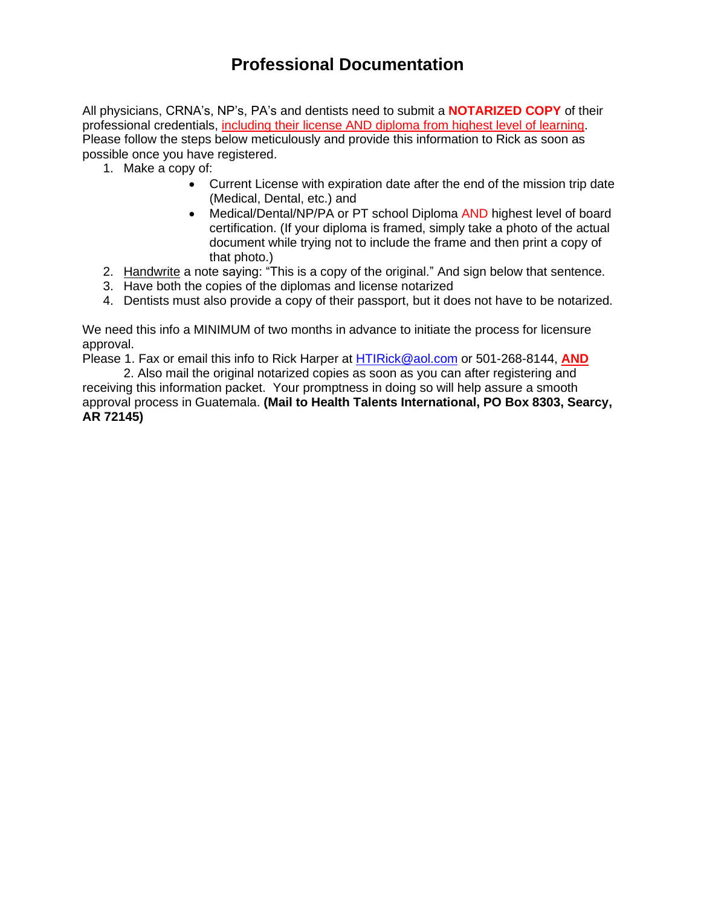# Professional Documentation

All physicians, CRNA's, NP's, PA's and dentists need to submit a **NOTARIZED COPY** of their professional credentials, including their license AND diploma from highest level of learning. Please follow the steps below meticulously and provide this information to Rick as soon as possible once you have registered.

1. Make a copy of:
   - Current License with expiration date after the end of the mission trip date (Medical, Dental, etc.) and
   - Medical/Dental/NP/PA or PT school Diploma AND highest level of board certification. (If your diploma is framed, simply take a photo of the actual document while trying not to include the frame and then print a copy of that photo.)
2. Handwrite a note saying: "This is a copy of the original." And sign below that sentence.
3. Have both the copies of the diplomas and license notarized
4. Dentists must also provide a copy of their passport, but it does not have to be notarized.

We need this info a MINIMUM of two months in advance to initiate the process for licensure approval.

Please 1. Fax or email this info to Rick Harper at HTIRick@aol.com or 501-268-8144, **AND**

2. Also mail the original notarized copies as soon as you can after registering and receiving this information packet. Your promptness in doing so will help assure a smooth approval process in Guatemala. **(Mail to Health Talents International, PO Box 8303, Searcy, AR 72145)**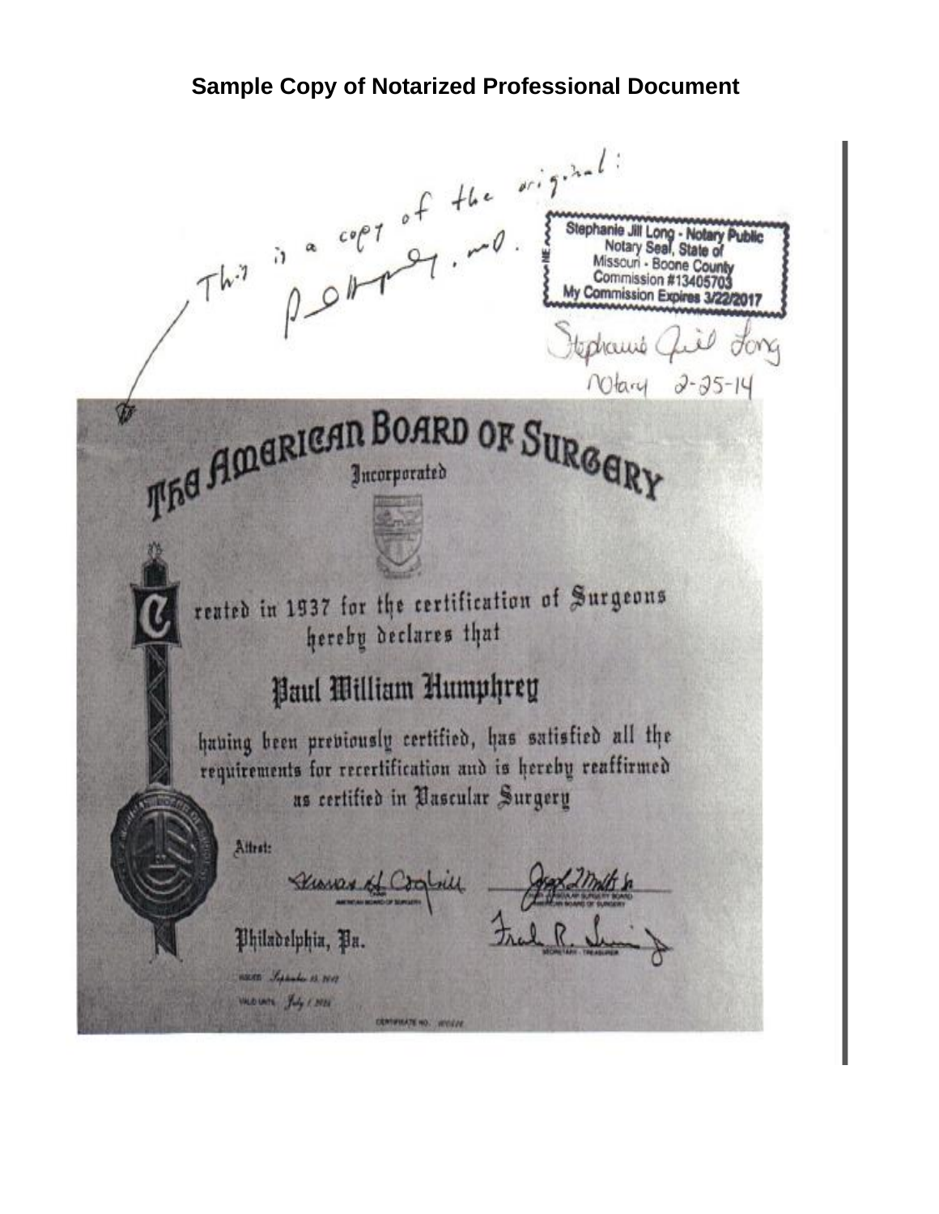# Sample Copy of Notarized Professional Document

This is a copy of the original:
P. Humphrey, MD.

Stephanie Jill Long - Notary Public
Notary Seal, State of
Missouri - Boone County
Commission #13405703
My Commission Expires 3/22/2017

Stephanie Jill Long
Notary 2-25-14

THE AMERICAN BOARD OF SURGERY

Incorporated

Created in 1937 for the certification of Surgeons hereby declares that

Paul William Humphrey

having been previously certified, has satisfied all the requirements for recertification and is hereby reaffirmed as certified in Vascular Surgery

Attest:

CHAIR
AMERICAN BOARD OF SURGERY

VASCULAR SURGERY BOARD
AMERICAN BOARD OF SURGERY

Philadelphia, Pa.

SECRETARY - TREASURER

ISSUED September 13, 2012

VALID UNTIL July 1, 2024

CERTIFICATE NO.